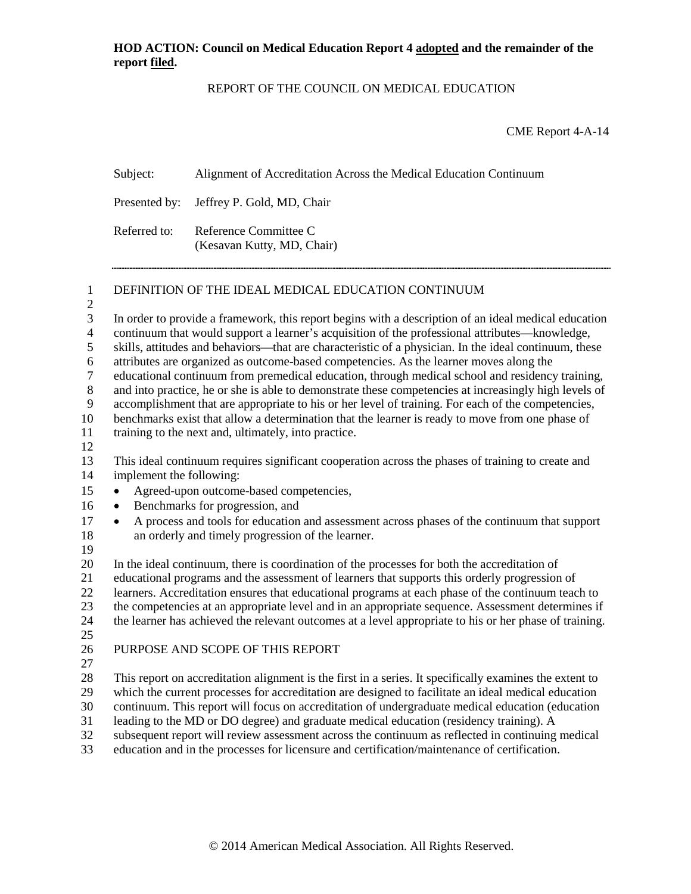**HOD ACTION: Council on Medical Education Report 4 adopted and the remainder of the report filed.**

REPORT OF THE COUNCIL ON MEDICAL EDUCATION

CME Report 4-A-14

Subject: Alignment of Accreditation Across the Medical Education Continuum

Presented by: Jeffrey P. Gold, MD, Chair

Referred to: Reference Committee C
(Kesavan Kutty, MD, Chair)

---

## DEFINITION OF THE IDEAL MEDICAL EDUCATION CONTINUUM

In order to provide a framework, this report begins with a description of an ideal medical education continuum that would support a learner's acquisition of the professional attributes—knowledge, skills, attitudes and behaviors—that are characteristic of a physician. In the ideal continuum, these attributes are organized as outcome-based competencies. As the learner moves along the educational continuum from premedical education, through medical school and residency training, and into practice, he or she is able to demonstrate these competencies at increasingly high levels of accomplishment that are appropriate to his or her level of training. For each of the competencies, benchmarks exist that allow a determination that the learner is ready to move from one phase of training to the next and, ultimately, into practice.

This ideal continuum requires significant cooperation across the phases of training to create and implement the following:

- Agreed-upon outcome-based competencies,
- Benchmarks for progression, and
- A process and tools for education and assessment across phases of the continuum that support an orderly and timely progression of the learner.

In the ideal continuum, there is coordination of the processes for both the accreditation of educational programs and the assessment of learners that supports this orderly progression of learners. Accreditation ensures that educational programs at each phase of the continuum teach to the competencies at an appropriate level and in an appropriate sequence. Assessment determines if the learner has achieved the relevant outcomes at a level appropriate to his or her phase of training.

## PURPOSE AND SCOPE OF THIS REPORT

This report on accreditation alignment is the first in a series. It specifically examines the extent to which the current processes for accreditation are designed to facilitate an ideal medical education continuum. This report will focus on accreditation of undergraduate medical education (education leading to the MD or DO degree) and graduate medical education (residency training). A subsequent report will review assessment across the continuum as reflected in continuing medical education and in the processes for licensure and certification/maintenance of certification.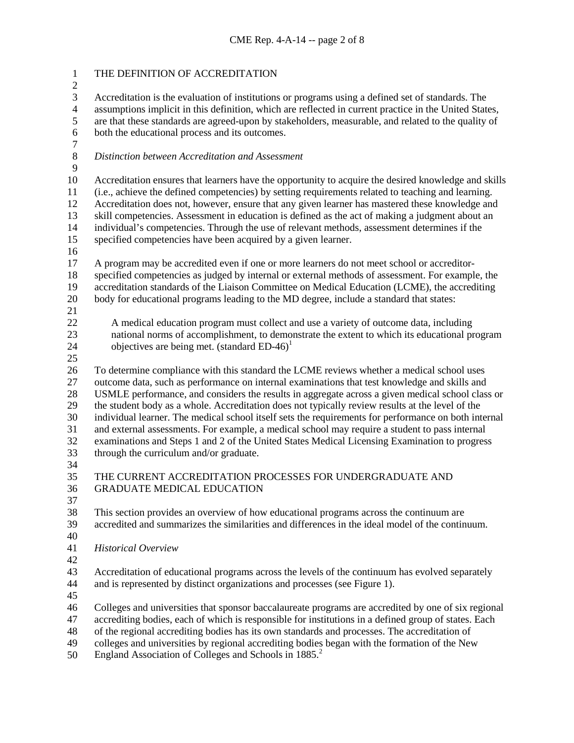## THE DEFINITION OF ACCREDITATION

Accreditation is the evaluation of institutions or programs using a defined set of standards. The assumptions implicit in this definition, which are reflected in current practice in the United States, are that these standards are agreed-upon by stakeholders, measurable, and related to the quality of both the educational process and its outcomes.

### *Distinction between Accreditation and Assessment*

Accreditation ensures that learners have the opportunity to acquire the desired knowledge and skills (i.e., achieve the defined competencies) by setting requirements related to teaching and learning. Accreditation does not, however, ensure that any given learner has mastered these knowledge and skill competencies. Assessment in education is defined as the act of making a judgment about an individual's competencies. Through the use of relevant methods, assessment determines if the specified competencies have been acquired by a given learner.

A program may be accredited even if one or more learners do not meet school or accreditor-specified competencies as judged by internal or external methods of assessment. For example, the accreditation standards of the Liaison Committee on Medical Education (LCME), the accrediting body for educational programs leading to the MD degree, include a standard that states:

> A medical education program must collect and use a variety of outcome data, including national norms of accomplishment, to demonstrate the extent to which its educational program objectives are being met. (standard ED-46)[1]

To determine compliance with this standard the LCME reviews whether a medical school uses outcome data, such as performance on internal examinations that test knowledge and skills and USMLE performance, and considers the results in aggregate across a given medical school class or the student body as a whole. Accreditation does not typically review results at the level of the individual learner. The medical school itself sets the requirements for performance on both internal and external assessments. For example, a medical school may require a student to pass internal examinations and Steps 1 and 2 of the United States Medical Licensing Examination to progress through the curriculum and/or graduate.

## THE CURRENT ACCREDITATION PROCESSES FOR UNDERGRADUATE AND GRADUATE MEDICAL EDUCATION

This section provides an overview of how educational programs across the continuum are accredited and summarizes the similarities and differences in the ideal model of the continuum.

### *Historical Overview*

Accreditation of educational programs across the levels of the continuum has evolved separately and is represented by distinct organizations and processes (see Figure 1).

Colleges and universities that sponsor baccalaureate programs are accredited by one of six regional accrediting bodies, each of which is responsible for institutions in a defined group of states. Each of the regional accrediting bodies has its own standards and processes. The accreditation of colleges and universities by regional accrediting bodies began with the formation of the New England Association of Colleges and Schools in 1885.[2]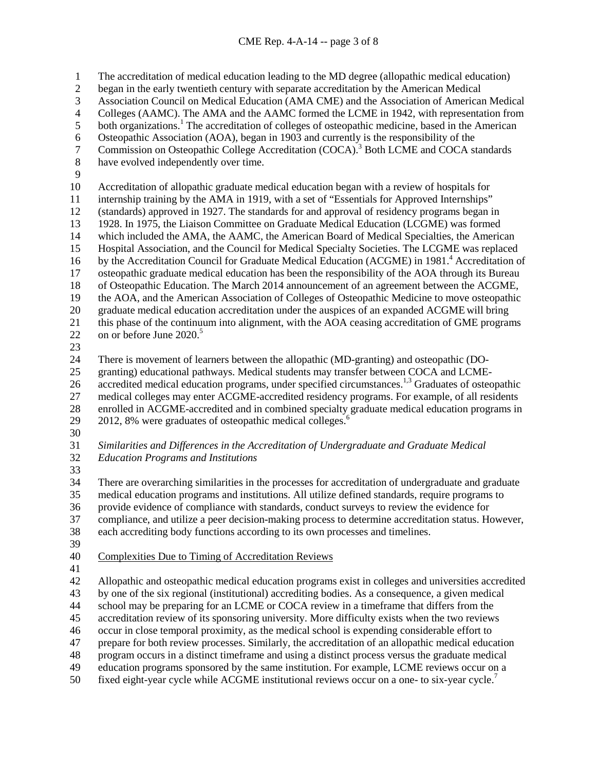The accreditation of medical education leading to the MD degree (allopathic medical education) began in the early twentieth century with separate accreditation by the American Medical Association Council on Medical Education (AMA CME) and the Association of American Medical Colleges (AAMC). The AMA and the AAMC formed the LCME in 1942, with representation from both organizations.[1] The accreditation of colleges of osteopathic medicine, based in the American Osteopathic Association (AOA), began in 1903 and currently is the responsibility of the Commission on Osteopathic College Accreditation (COCA).[3] Both LCME and COCA standards have evolved independently over time.

Accreditation of allopathic graduate medical education began with a review of hospitals for internship training by the AMA in 1919, with a set of "Essentials for Approved Internships" (standards) approved in 1927. The standards for and approval of residency programs began in 1928. In 1975, the Liaison Committee on Graduate Medical Education (LCGME) was formed which included the AMA, the AAMC, the American Board of Medical Specialties, the American Hospital Association, and the Council for Medical Specialty Societies. The LCGME was replaced by the Accreditation Council for Graduate Medical Education (ACGME) in 1981.[4] Accreditation of osteopathic graduate medical education has been the responsibility of the AOA through its Bureau of Osteopathic Education. The March 2014 announcement of an agreement between the ACGME, the AOA, and the American Association of Colleges of Osteopathic Medicine to move osteopathic graduate medical education accreditation under the auspices of an expanded ACGME will bring this phase of the continuum into alignment, with the AOA ceasing accreditation of GME programs on or before June 2020.[5]

There is movement of learners between the allopathic (MD-granting) and osteopathic (DO-granting) educational pathways. Medical students may transfer between COCA and LCME-accredited medical education programs, under specified circumstances.[1,3] Graduates of osteopathic medical colleges may enter ACGME-accredited residency programs. For example, of all residents enrolled in ACGME-accredited and in combined specialty graduate medical education programs in 2012, 8% were graduates of osteopathic medical colleges.[6]

*Similarities and Differences in the Accreditation of Undergraduate and Graduate Medical Education Programs and Institutions*

There are overarching similarities in the processes for accreditation of undergraduate and graduate medical education programs and institutions. All utilize defined standards, require programs to provide evidence of compliance with standards, conduct surveys to review the evidence for compliance, and utilize a peer decision-making process to determine accreditation status. However, each accrediting body functions according to its own processes and timelines.

<u>Complexities Due to Timing of Accreditation Reviews</u>

Allopathic and osteopathic medical education programs exist in colleges and universities accredited by one of the six regional (institutional) accrediting bodies. As a consequence, a given medical school may be preparing for an LCME or COCA review in a timeframe that differs from the accreditation review of its sponsoring university. More difficulty exists when the two reviews occur in close temporal proximity, as the medical school is expending considerable effort to prepare for both review processes. Similarly, the accreditation of an allopathic medical education program occurs in a distinct timeframe and using a distinct process versus the graduate medical education programs sponsored by the same institution. For example, LCME reviews occur on a fixed eight-year cycle while ACGME institutional reviews occur on a one- to six-year cycle.[7]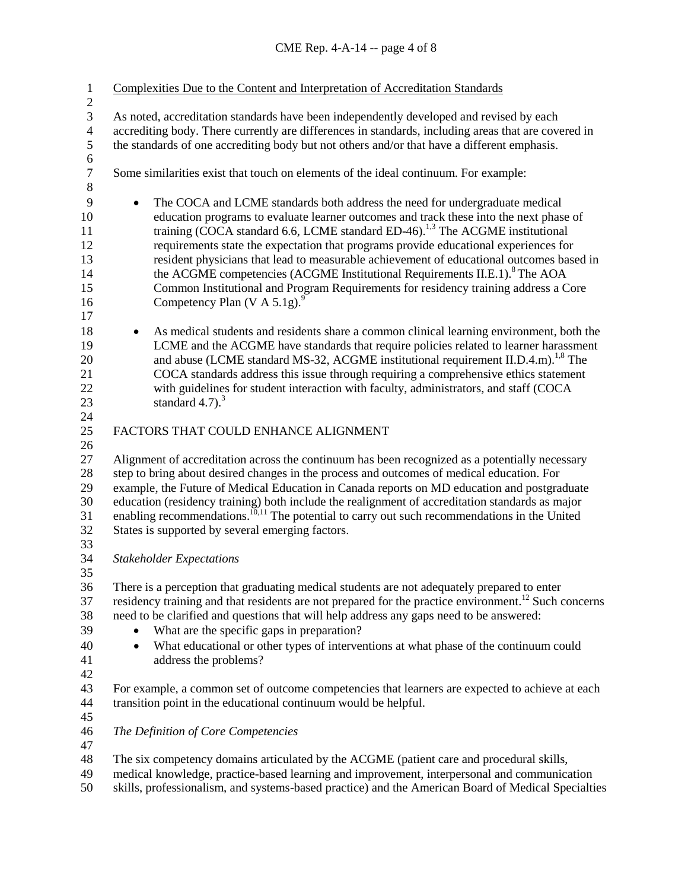Complexities Due to the Content and Interpretation of Accreditation Standards

As noted, accreditation standards have been independently developed and revised by each accrediting body. There currently are differences in standards, including areas that are covered in the standards of one accrediting body but not others and/or that have a different emphasis.

Some similarities exist that touch on elements of the ideal continuum. For example:

- The COCA and LCME standards both address the need for undergraduate medical education programs to evaluate learner outcomes and track these into the next phase of training (COCA standard 6.6, LCME standard ED-46).[1,3] The ACGME institutional requirements state the expectation that programs provide educational experiences for resident physicians that lead to measurable achievement of educational outcomes based in the ACGME competencies (ACGME Institutional Requirements II.E.1).[8] The AOA Common Institutional and Program Requirements for residency training address a Core Competency Plan (V A 5.1g).[9]

- As medical students and residents share a common clinical learning environment, both the LCME and the ACGME have standards that require policies related to learner harassment and abuse (LCME standard MS-32, ACGME institutional requirement II.D.4.m).[1,8] The COCA standards address this issue through requiring a comprehensive ethics statement with guidelines for student interaction with faculty, administrators, and staff (COCA standard 4.7).[3]

FACTORS THAT COULD ENHANCE ALIGNMENT

Alignment of accreditation across the continuum has been recognized as a potentially necessary step to bring about desired changes in the process and outcomes of medical education. For example, the Future of Medical Education in Canada reports on MD education and postgraduate education (residency training) both include the realignment of accreditation standards as major enabling recommendations.[10,11] The potential to carry out such recommendations in the United States is supported by several emerging factors.

*Stakeholder Expectations*

There is a perception that graduating medical students are not adequately prepared to enter residency training and that residents are not prepared for the practice environment.[12] Such concerns need to be clarified and questions that will help address any gaps need to be answered:

- What are the specific gaps in preparation?
- What educational or other types of interventions at what phase of the continuum could address the problems?

For example, a common set of outcome competencies that learners are expected to achieve at each transition point in the educational continuum would be helpful.

*The Definition of Core Competencies*

The six competency domains articulated by the ACGME (patient care and procedural skills, medical knowledge, practice-based learning and improvement, interpersonal and communication skills, professionalism, and systems-based practice) and the American Board of Medical Specialties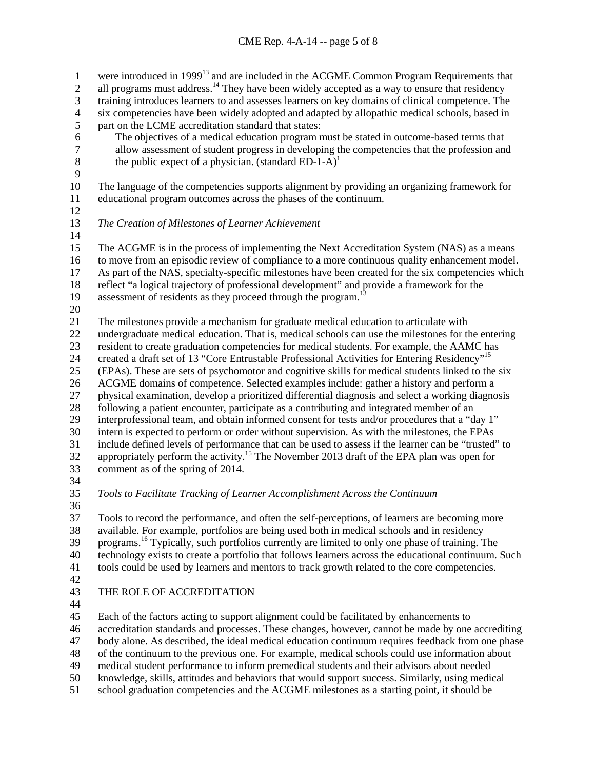were introduced in 1999[13] and are included in the ACGME Common Program Requirements that all programs must address.[14] They have been widely accepted as a way to ensure that residency training introduces learners to and assesses learners on key domains of clinical competence. The six competencies have been widely adopted and adapted by allopathic medical schools, based in part on the LCME accreditation standard that states:

> The objectives of a medical education program must be stated in outcome-based terms that allow assessment of student progress in developing the competencies that the profession and the public expect of a physician. (standard ED-1-A)[1]

The language of the competencies supports alignment by providing an organizing framework for educational program outcomes across the phases of the continuum.

*The Creation of Milestones of Learner Achievement*

The ACGME is in the process of implementing the Next Accreditation System (NAS) as a means to move from an episodic review of compliance to a more continuous quality enhancement model. As part of the NAS, specialty-specific milestones have been created for the six competencies which reflect "a logical trajectory of professional development" and provide a framework for the assessment of residents as they proceed through the program.[13]

The milestones provide a mechanism for graduate medical education to articulate with undergraduate medical education. That is, medical schools can use the milestones for the entering resident to create graduation competencies for medical students. For example, the AAMC has created a draft set of 13 "Core Entrustable Professional Activities for Entering Residency"[15] (EPAs). These are sets of psychomotor and cognitive skills for medical students linked to the six ACGME domains of competence. Selected examples include: gather a history and perform a physical examination, develop a prioritized differential diagnosis and select a working diagnosis following a patient encounter, participate as a contributing and integrated member of an interprofessional team, and obtain informed consent for tests and/or procedures that a "day 1" intern is expected to perform or order without supervision. As with the milestones, the EPAs include defined levels of performance that can be used to assess if the learner can be "trusted" to appropriately perform the activity.[15] The November 2013 draft of the EPA plan was open for comment as of the spring of 2014.

*Tools to Facilitate Tracking of Learner Accomplishment Across the Continuum*

Tools to record the performance, and often the self-perceptions, of learners are becoming more available. For example, portfolios are being used both in medical schools and in residency programs.[16] Typically, such portfolios currently are limited to only one phase of training. The technology exists to create a portfolio that follows learners across the educational continuum. Such tools could be used by learners and mentors to track growth related to the core competencies.

## THE ROLE OF ACCREDITATION

Each of the factors acting to support alignment could be facilitated by enhancements to accreditation standards and processes. These changes, however, cannot be made by one accrediting body alone. As described, the ideal medical education continuum requires feedback from one phase of the continuum to the previous one. For example, medical schools could use information about medical student performance to inform premedical students and their advisors about needed knowledge, skills, attitudes and behaviors that would support success. Similarly, using medical school graduation competencies and the ACGME milestones as a starting point, it should be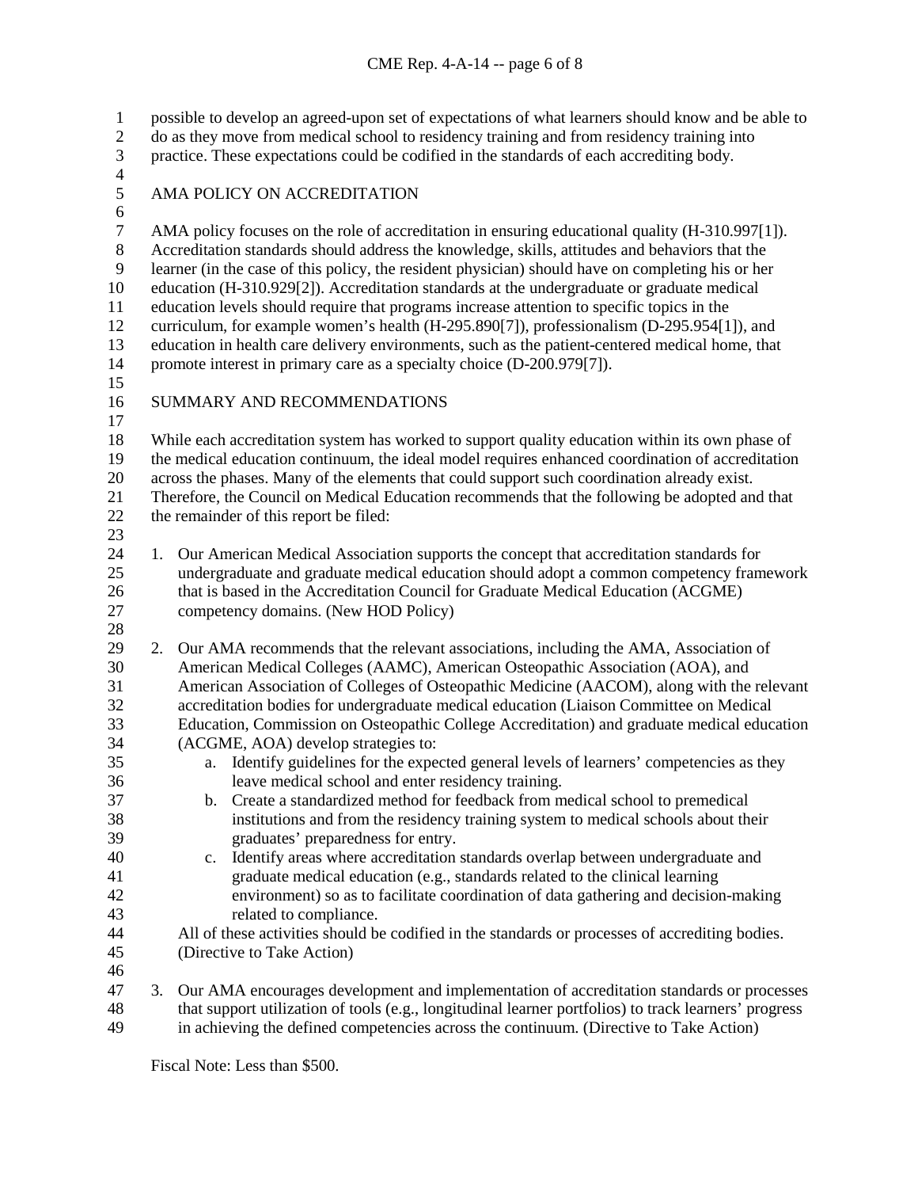possible to develop an agreed-upon set of expectations of what learners should know and be able to do as they move from medical school to residency training and from residency training into practice. These expectations could be codified in the standards of each accrediting body.

## AMA POLICY ON ACCREDITATION

AMA policy focuses on the role of accreditation in ensuring educational quality (H-310.997[1]). Accreditation standards should address the knowledge, skills, attitudes and behaviors that the learner (in the case of this policy, the resident physician) should have on completing his or her education (H-310.929[2]). Accreditation standards at the undergraduate or graduate medical education levels should require that programs increase attention to specific topics in the curriculum, for example women's health (H-295.890[7]), professionalism (D-295.954[1]), and education in health care delivery environments, such as the patient-centered medical home, that promote interest in primary care as a specialty choice (D-200.979[7]).

## SUMMARY AND RECOMMENDATIONS

While each accreditation system has worked to support quality education within its own phase of the medical education continuum, the ideal model requires enhanced coordination of accreditation across the phases. Many of the elements that could support such coordination already exist. Therefore, the Council on Medical Education recommends that the following be adopted and that the remainder of this report be filed:

1. Our American Medical Association supports the concept that accreditation standards for undergraduate and graduate medical education should adopt a common competency framework that is based in the Accreditation Council for Graduate Medical Education (ACGME) competency domains. (New HOD Policy)

2. Our AMA recommends that the relevant associations, including the AMA, Association of American Medical Colleges (AAMC), American Osteopathic Association (AOA), and American Association of Colleges of Osteopathic Medicine (AACOM), along with the relevant accreditation bodies for undergraduate medical education (Liaison Committee on Medical Education, Commission on Osteopathic College Accreditation) and graduate medical education (ACGME, AOA) develop strategies to:
    a. Identify guidelines for the expected general levels of learners' competencies as they leave medical school and enter residency training.
    b. Create a standardized method for feedback from medical school to premedical institutions and from the residency training system to medical schools about their graduates' preparedness for entry.
    c. Identify areas where accreditation standards overlap between undergraduate and graduate medical education (e.g., standards related to the clinical learning environment) so as to facilitate coordination of data gathering and decision-making related to compliance.

    All of these activities should be codified in the standards or processes of accrediting bodies. (Directive to Take Action)

3. Our AMA encourages development and implementation of accreditation standards or processes that support utilization of tools (e.g., longitudinal learner portfolios) to track learners' progress in achieving the defined competencies across the continuum. (Directive to Take Action)

Fiscal Note: Less than $500.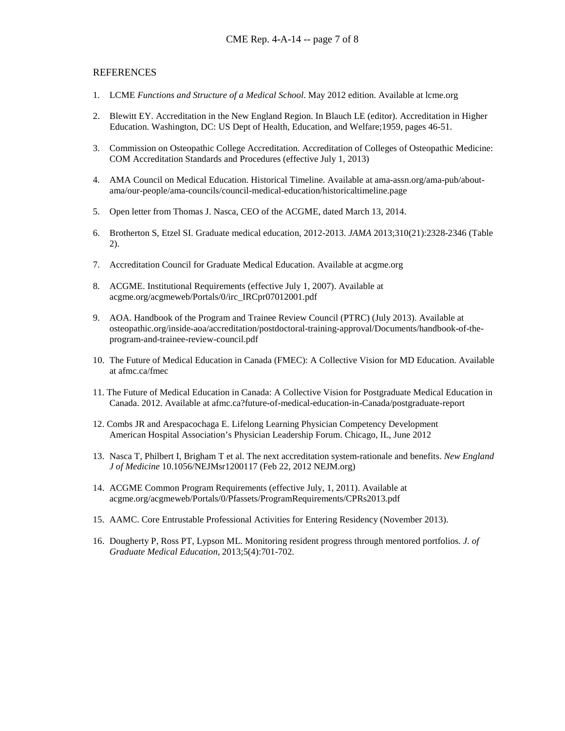## REFERENCES

1. LCME *Functions and Structure of a Medical School*. May 2012 edition. Available at lcme.org

2. Blewitt EY. Accreditation in the New England Region. In Blauch LE (editor). Accreditation in Higher Education. Washington, DC: US Dept of Health, Education, and Welfare;1959, pages 46-51.

3. Commission on Osteopathic College Accreditation. Accreditation of Colleges of Osteopathic Medicine: COM Accreditation Standards and Procedures (effective July 1, 2013)

4. AMA Council on Medical Education. Historical Timeline. Available at ama-assn.org/ama-pub/about-ama/our-people/ama-councils/council-medical-education/historicaltimeline.page

5. Open letter from Thomas J. Nasca, CEO of the ACGME, dated March 13, 2014.

6. Brotherton S, Etzel SI. Graduate medical education, 2012-2013. *JAMA* 2013;310(21):2328-2346 (Table 2).

7. Accreditation Council for Graduate Medical Education. Available at acgme.org

8. ACGME. Institutional Requirements (effective July 1, 2007). Available at acgme.org/acgmeweb/Portals/0/irc_IRCpr07012001.pdf

9. AOA. Handbook of the Program and Trainee Review Council (PTRC) (July 2013). Available at osteopathic.org/inside-aoa/accreditation/postdoctoral-training-approval/Documents/handbook-of-the-program-and-trainee-review-council.pdf

10. The Future of Medical Education in Canada (FMEC): A Collective Vision for MD Education. Available at afmc.ca/fmec

11. The Future of Medical Education in Canada: A Collective Vision for Postgraduate Medical Education in Canada. 2012. Available at afmc.ca?future-of-medical-education-in-Canada/postgraduate-report

12. Combs JR and Arespacochaga E. Lifelong Learning Physician Competency Development American Hospital Association's Physician Leadership Forum. Chicago, IL, June 2012

13. Nasca T, Philbert I, Brigham T et al. The next accreditation system-rationale and benefits. *New England J of Medicine* 10.1056/NEJMsr1200117 (Feb 22, 2012 NEJM.org)

14. ACGME Common Program Requirements (effective July, 1, 2011). Available at acgme.org/acgmeweb/Portals/0/Pfassets/ProgramRequirements/CPRs2013.pdf

15. AAMC. Core Entrustable Professional Activities for Entering Residency (November 2013).

16. Dougherty P, Ross PT, Lypson ML. Monitoring resident progress through mentored portfolios. *J. of Graduate Medical Education*, 2013;5(4):701-702.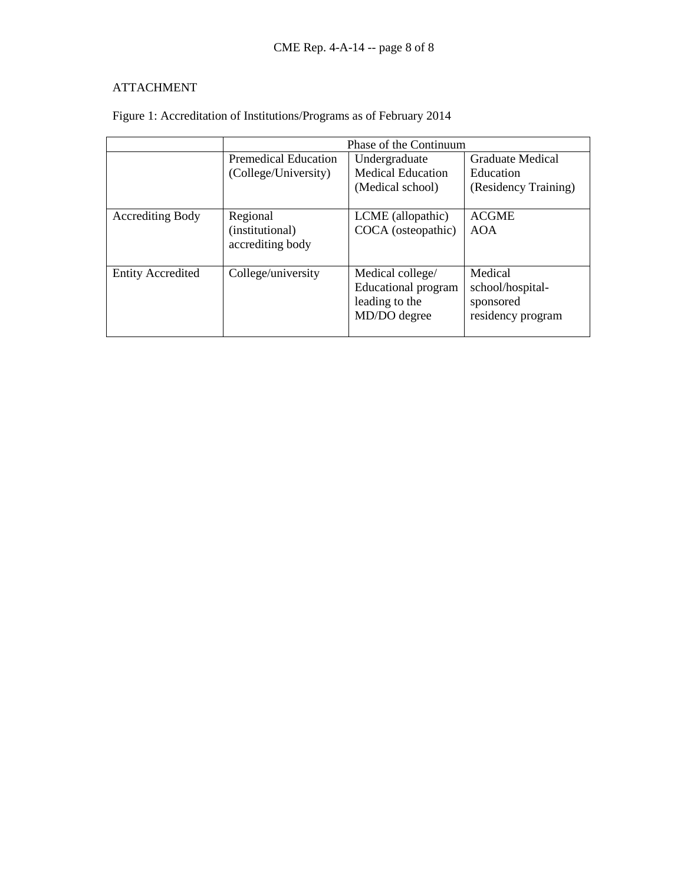ATTACHMENT

Figure 1: Accreditation of Institutions/Programs as of February 2014

| | Phase of the Continuum | | |
|---|---|---|---|
| | Premedical Education (College/University) | Undergraduate Medical Education (Medical school) | Graduate Medical Education (Residency Training) |
| Accrediting Body | Regional (institutional) accrediting body | LCME (allopathic)<br>COCA (osteopathic) | ACGME<br>AOA |
| Entity Accredited | College/university | Medical college/ Educational program leading to the MD/DO degree | Medical school/hospital-sponsored residency program |